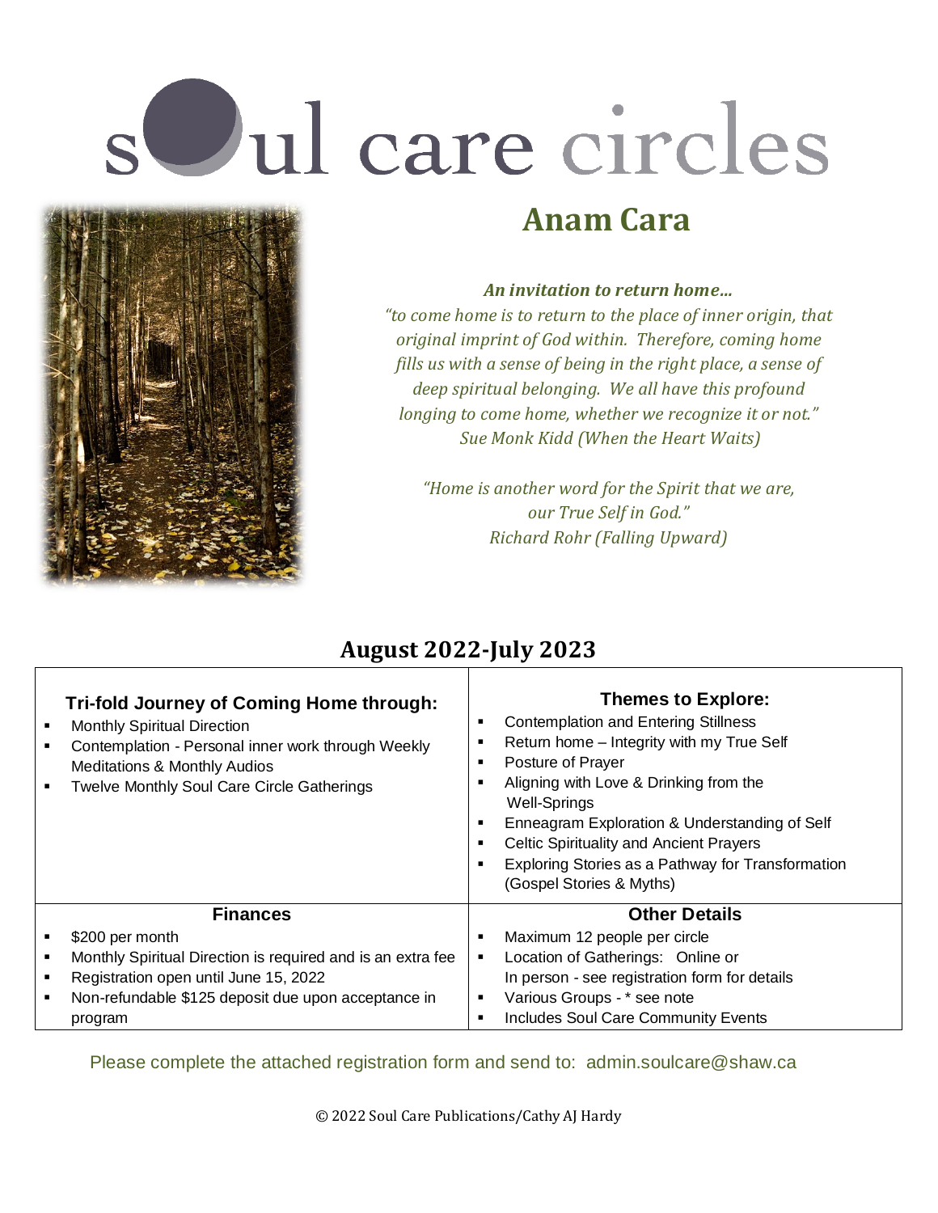# soul care circles

## Anam Cara

***An invitation to return home…***

*"to come home is to return to the place of inner origin, that original imprint of God within. Therefore, coming home fills us with a sense of being in the right place, a sense of deep spiritual belonging. We all have this profound longing to come home, whether we recognize it or not."*
*Sue Monk Kidd (When the Heart Waits)*

*"Home is another word for the Spirit that we are, our True Self in God."*
*Richard Rohr (Falling Upward)*

## August 2022-July 2023

### Tri-fold Journey of Coming Home through:

- Monthly Spiritual Direction
- Contemplation - Personal inner work through Weekly Meditations & Monthly Audios
- Twelve Monthly Soul Care Circle Gatherings

### Themes to Explore:

- Contemplation and Entering Stillness
- Return home – Integrity with my True Self
- Posture of Prayer
- Aligning with Love & Drinking from the Well-Springs
- Enneagram Exploration & Understanding of Self
- Celtic Spirituality and Ancient Prayers
- Exploring Stories as a Pathway for Transformation (Gospel Stories & Myths)

### Finances

- $200 per month
- Monthly Spiritual Direction is required and is an extra fee
- Registration open until June 15, 2022
- Non-refundable $125 deposit due upon acceptance in program

### Other Details

- Maximum 12 people per circle
- Location of Gatherings: Online or In person - see registration form for details
- Various Groups - * see note
- Includes Soul Care Community Events

Please complete the attached registration form and send to: admin.soulcare@shaw.ca

© 2022 Soul Care Publications/Cathy AJ Hardy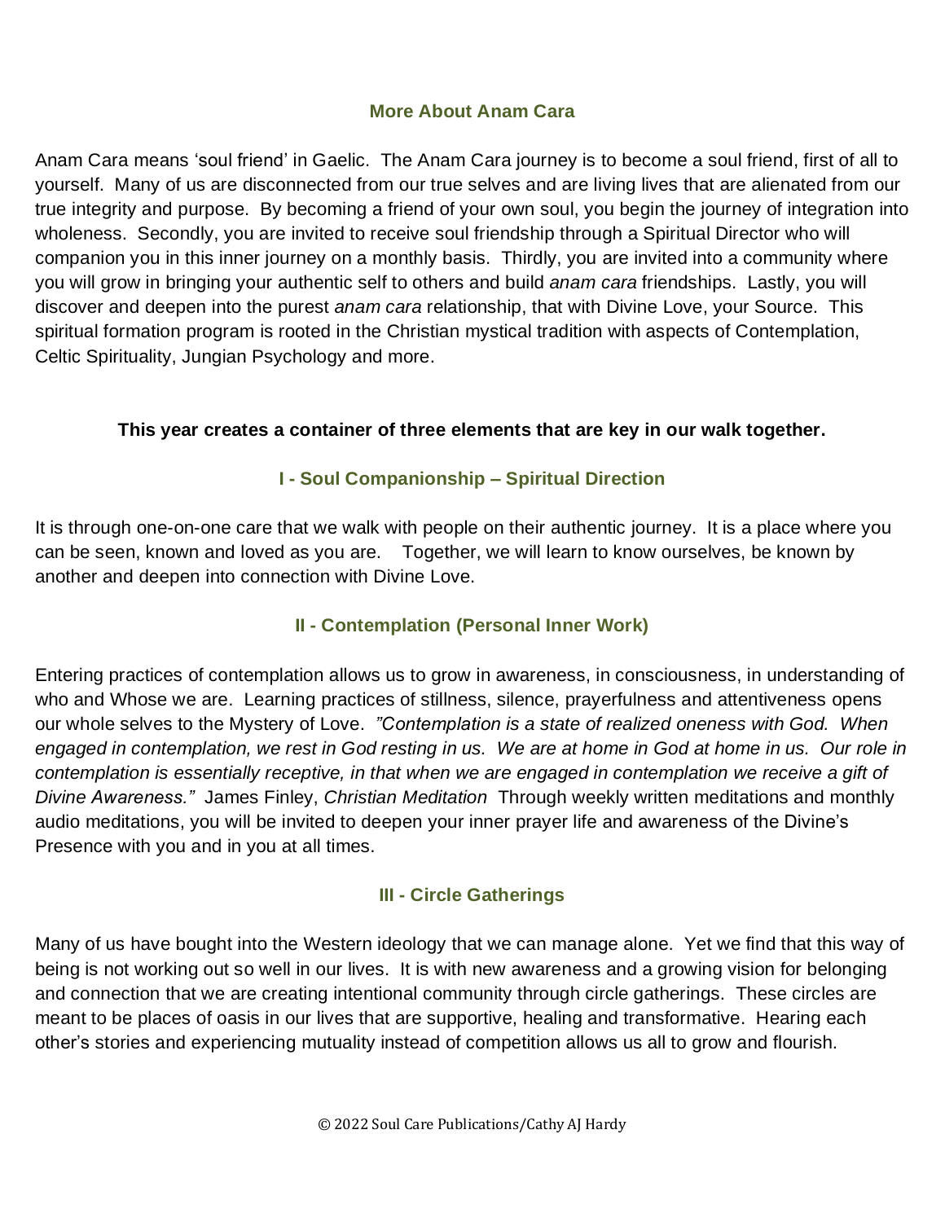## More About Anam Cara

Anam Cara means 'soul friend' in Gaelic. The Anam Cara journey is to become a soul friend, first of all to yourself. Many of us are disconnected from our true selves and are living lives that are alienated from our true integrity and purpose. By becoming a friend of your own soul, you begin the journey of integration into wholeness. Secondly, you are invited to receive soul friendship through a Spiritual Director who will companion you in this inner journey on a monthly basis. Thirdly, you are invited into a community where you will grow in bringing your authentic self to others and build *anam cara* friendships. Lastly, you will discover and deepen into the purest *anam cara* relationship, that with Divine Love, your Source. This spiritual formation program is rooted in the Christian mystical tradition with aspects of Contemplation, Celtic Spirituality, Jungian Psychology and more.

**This year creates a container of three elements that are key in our walk together.**

### I - Soul Companionship – Spiritual Direction

It is through one-on-one care that we walk with people on their authentic journey. It is a place where you can be seen, known and loved as you are. Together, we will learn to know ourselves, be known by another and deepen into connection with Divine Love.

### II - Contemplation (Personal Inner Work)

Entering practices of contemplation allows us to grow in awareness, in consciousness, in understanding of who and Whose we are. Learning practices of stillness, silence, prayerfulness and attentiveness opens our whole selves to the Mystery of Love. *"Contemplation is a state of realized oneness with God. When engaged in contemplation, we rest in God resting in us. We are at home in God at home in us. Our role in contemplation is essentially receptive, in that when we are engaged in contemplation we receive a gift of Divine Awareness."* James Finley, *Christian Meditation* Through weekly written meditations and monthly audio meditations, you will be invited to deepen your inner prayer life and awareness of the Divine's Presence with you and in you at all times.

### III - Circle Gatherings

Many of us have bought into the Western ideology that we can manage alone. Yet we find that this way of being is not working out so well in our lives. It is with new awareness and a growing vision for belonging and connection that we are creating intentional community through circle gatherings. These circles are meant to be places of oasis in our lives that are supportive, healing and transformative. Hearing each other's stories and experiencing mutuality instead of competition allows us all to grow and flourish.

© 2022 Soul Care Publications/Cathy AJ Hardy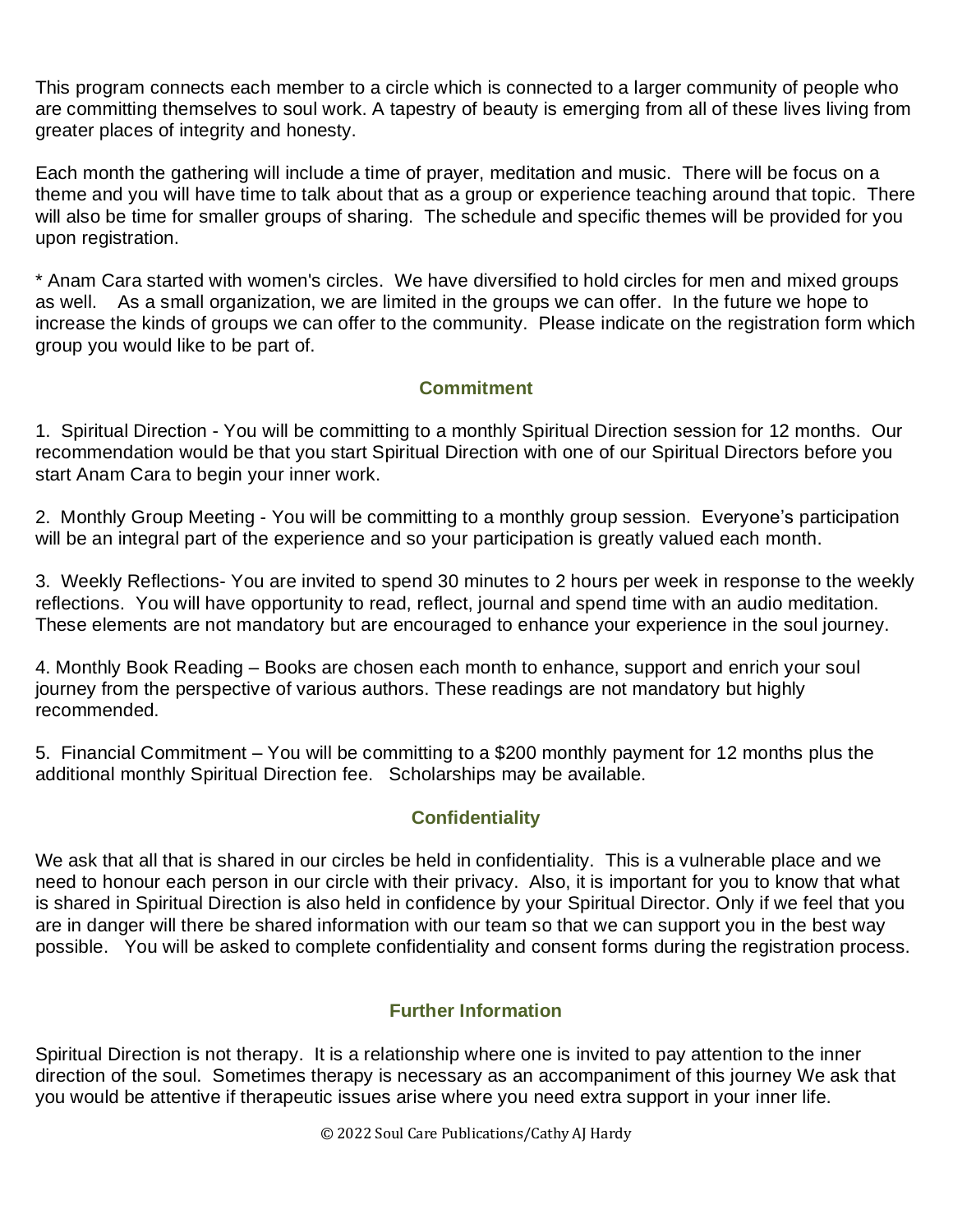This program connects each member to a circle which is connected to a larger community of people who are committing themselves to soul work. A tapestry of beauty is emerging from all of these lives living from greater places of integrity and honesty.

Each month the gathering will include a time of prayer, meditation and music. There will be focus on a theme and you will have time to talk about that as a group or experience teaching around that topic. There will also be time for smaller groups of sharing. The schedule and specific themes will be provided for you upon registration.

* Anam Cara started with women's circles. We have diversified to hold circles for men and mixed groups as well. As a small organization, we are limited in the groups we can offer. In the future we hope to increase the kinds of groups we can offer to the community. Please indicate on the registration form which group you would like to be part of.

## Commitment

1. Spiritual Direction - You will be committing to a monthly Spiritual Direction session for 12 months. Our recommendation would be that you start Spiritual Direction with one of our Spiritual Directors before you start Anam Cara to begin your inner work.

2. Monthly Group Meeting - You will be committing to a monthly group session. Everyone's participation will be an integral part of the experience and so your participation is greatly valued each month.

3. Weekly Reflections- You are invited to spend 30 minutes to 2 hours per week in response to the weekly reflections. You will have opportunity to read, reflect, journal and spend time with an audio meditation. These elements are not mandatory but are encouraged to enhance your experience in the soul journey.

4. Monthly Book Reading – Books are chosen each month to enhance, support and enrich your soul journey from the perspective of various authors. These readings are not mandatory but highly recommended.

5. Financial Commitment – You will be committing to a $200 monthly payment for 12 months plus the additional monthly Spiritual Direction fee. Scholarships may be available.

## Confidentiality

We ask that all that is shared in our circles be held in confidentiality. This is a vulnerable place and we need to honour each person in our circle with their privacy. Also, it is important for you to know that what is shared in Spiritual Direction is also held in confidence by your Spiritual Director. Only if we feel that you are in danger will there be shared information with our team so that we can support you in the best way possible. You will be asked to complete confidentiality and consent forms during the registration process.

## Further Information

Spiritual Direction is not therapy. It is a relationship where one is invited to pay attention to the inner direction of the soul. Sometimes therapy is necessary as an accompaniment of this journey We ask that you would be attentive if therapeutic issues arise where you need extra support in your inner life.

© 2022 Soul Care Publications/Cathy AJ Hardy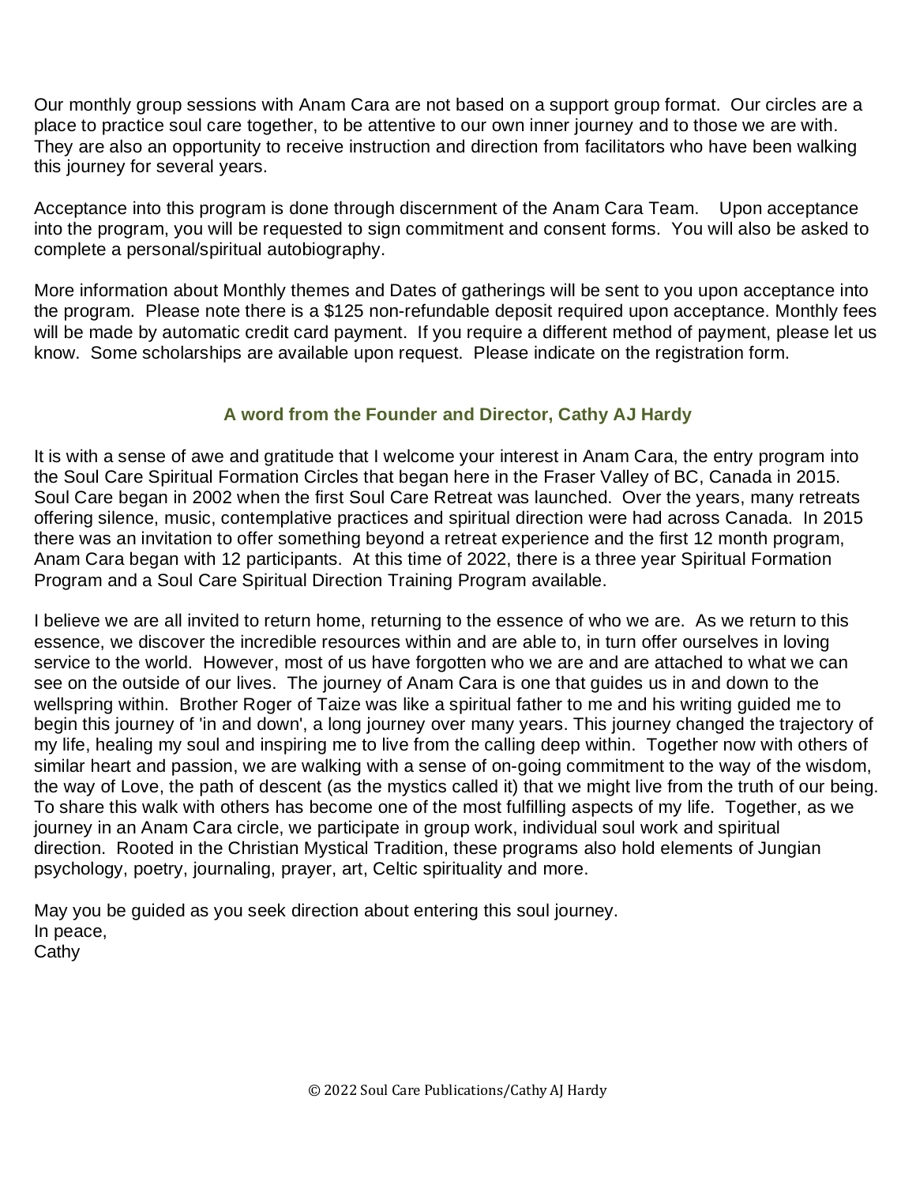Our monthly group sessions with Anam Cara are not based on a support group format. Our circles are a place to practice soul care together, to be attentive to our own inner journey and to those we are with. They are also an opportunity to receive instruction and direction from facilitators who have been walking this journey for several years.

Acceptance into this program is done through discernment of the Anam Cara Team. Upon acceptance into the program, you will be requested to sign commitment and consent forms. You will also be asked to complete a personal/spiritual autobiography.

More information about Monthly themes and Dates of gatherings will be sent to you upon acceptance into the program. Please note there is a $125 non-refundable deposit required upon acceptance. Monthly fees will be made by automatic credit card payment. If you require a different method of payment, please let us know. Some scholarships are available upon request. Please indicate on the registration form.

## A word from the Founder and Director, Cathy AJ Hardy

It is with a sense of awe and gratitude that I welcome your interest in Anam Cara, the entry program into the Soul Care Spiritual Formation Circles that began here in the Fraser Valley of BC, Canada in 2015. Soul Care began in 2002 when the first Soul Care Retreat was launched. Over the years, many retreats offering silence, music, contemplative practices and spiritual direction were had across Canada. In 2015 there was an invitation to offer something beyond a retreat experience and the first 12 month program, Anam Cara began with 12 participants. At this time of 2022, there is a three year Spiritual Formation Program and a Soul Care Spiritual Direction Training Program available.

I believe we are all invited to return home, returning to the essence of who we are. As we return to this essence, we discover the incredible resources within and are able to, in turn offer ourselves in loving service to the world. However, most of us have forgotten who we are and are attached to what we can see on the outside of our lives. The journey of Anam Cara is one that guides us in and down to the wellspring within. Brother Roger of Taize was like a spiritual father to me and his writing guided me to begin this journey of 'in and down', a long journey over many years. This journey changed the trajectory of my life, healing my soul and inspiring me to live from the calling deep within. Together now with others of similar heart and passion, we are walking with a sense of on-going commitment to the way of the wisdom, the way of Love, the path of descent (as the mystics called it) that we might live from the truth of our being. To share this walk with others has become one of the most fulfilling aspects of my life. Together, as we journey in an Anam Cara circle, we participate in group work, individual soul work and spiritual direction. Rooted in the Christian Mystical Tradition, these programs also hold elements of Jungian psychology, poetry, journaling, prayer, art, Celtic spirituality and more.

May you be guided as you seek direction about entering this soul journey.
In peace,
Cathy

© 2022 Soul Care Publications/Cathy AJ Hardy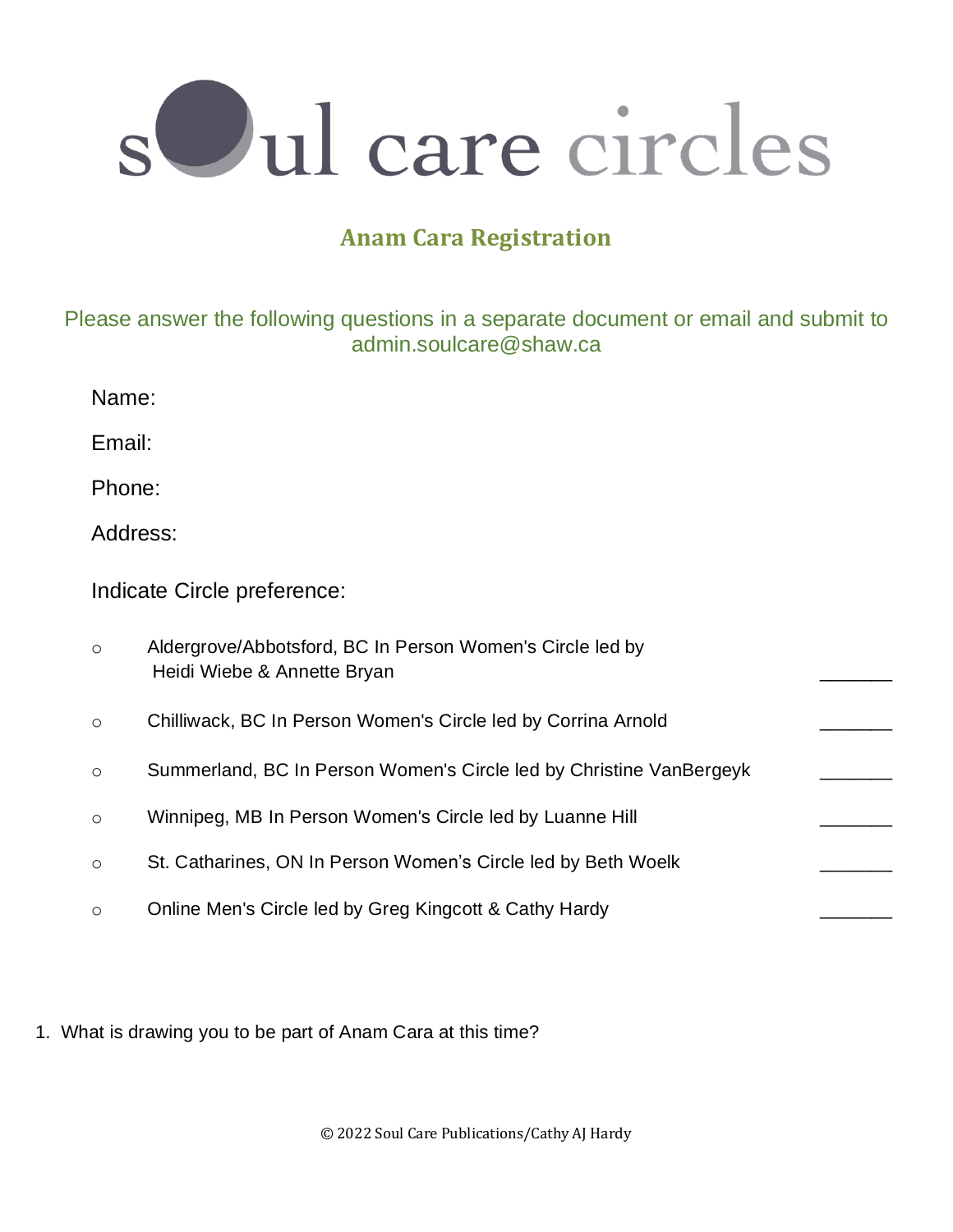# soul care circles

## Anam Cara Registration

Please answer the following questions in a separate document or email and submit to admin.soulcare@shaw.ca

Name:

Email:

Phone:

Address:

Indicate Circle preference:

- ○ Aldergrove/Abbotsford, BC In Person Women's Circle led by Heidi Wiebe & Annette Bryan _______
- ○ Chilliwack, BC In Person Women's Circle led by Corrina Arnold _______
- ○ Summerland, BC In Person Women's Circle led by Christine VanBergeyk _______
- ○ Winnipeg, MB In Person Women's Circle led by Luanne Hill _______
- ○ St. Catharines, ON In Person Women’s Circle led by Beth Woelk _______
- ○ Online Men's Circle led by Greg Kingcott & Cathy Hardy _______

1. What is drawing you to be part of Anam Cara at this time?

© 2022 Soul Care Publications/Cathy AJ Hardy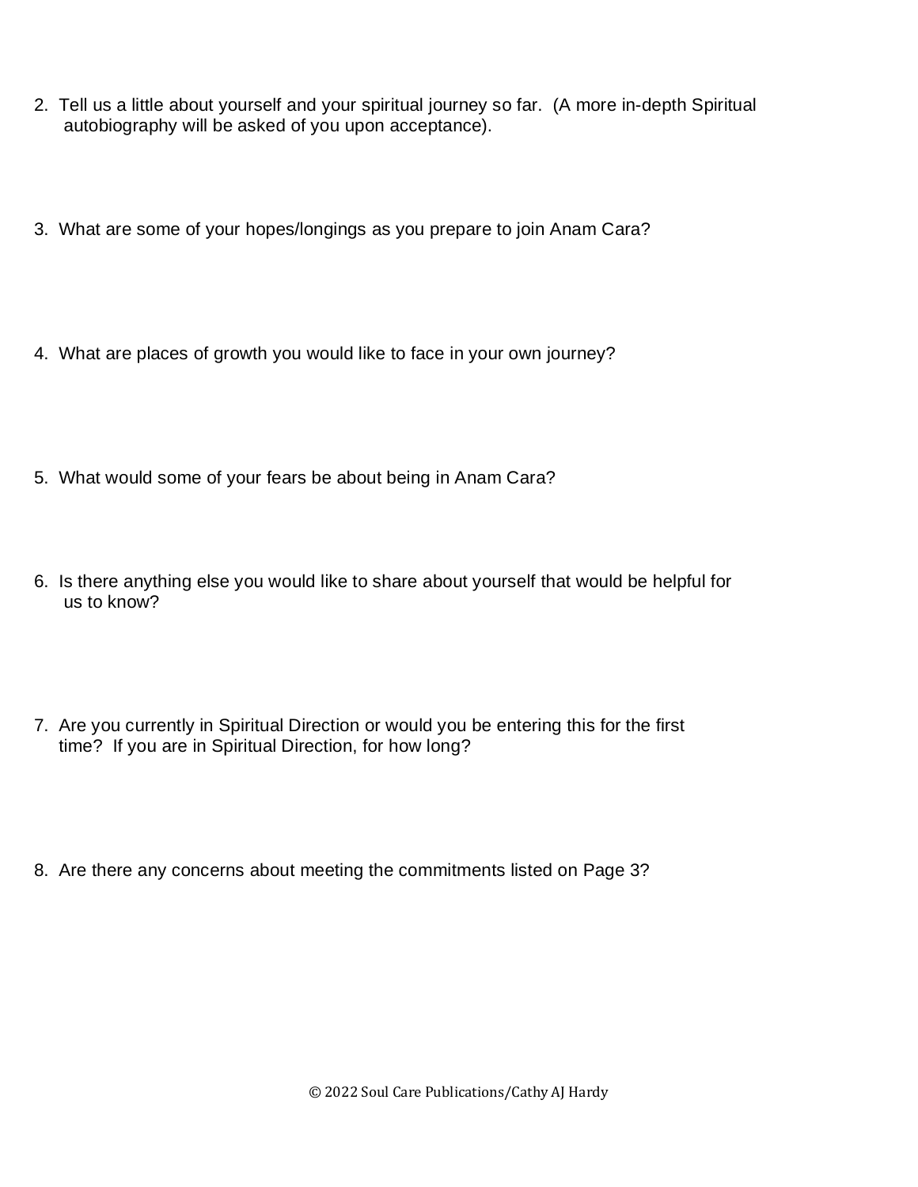2. Tell us a little about yourself and your spiritual journey so far. (A more in-depth Spiritual autobiography will be asked of you upon acceptance).

3. What are some of your hopes/longings as you prepare to join Anam Cara?

4. What are places of growth you would like to face in your own journey?

5. What would some of your fears be about being in Anam Cara?

6. Is there anything else you would like to share about yourself that would be helpful for us to know?

7. Are you currently in Spiritual Direction or would you be entering this for the first time? If you are in Spiritual Direction, for how long?

8. Are there any concerns about meeting the commitments listed on Page 3?

© 2022 Soul Care Publications/Cathy AJ Hardy